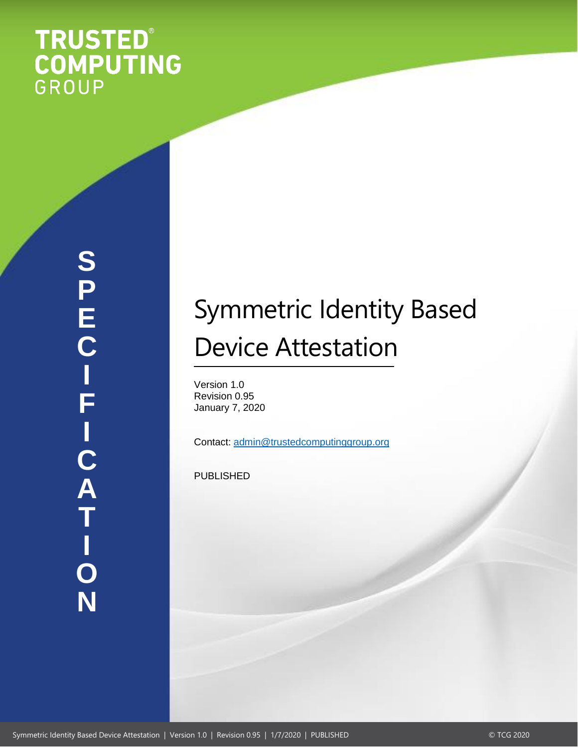TRUSTED® COMPUTING GROUP

SPECIFICATION

# Symmetric Identity Based Device Attestation

Version 1.0
Revision 0.95
January 7, 2020

Contact: admin@trustedcomputinggroup.org

PUBLISHED

© TCG 2020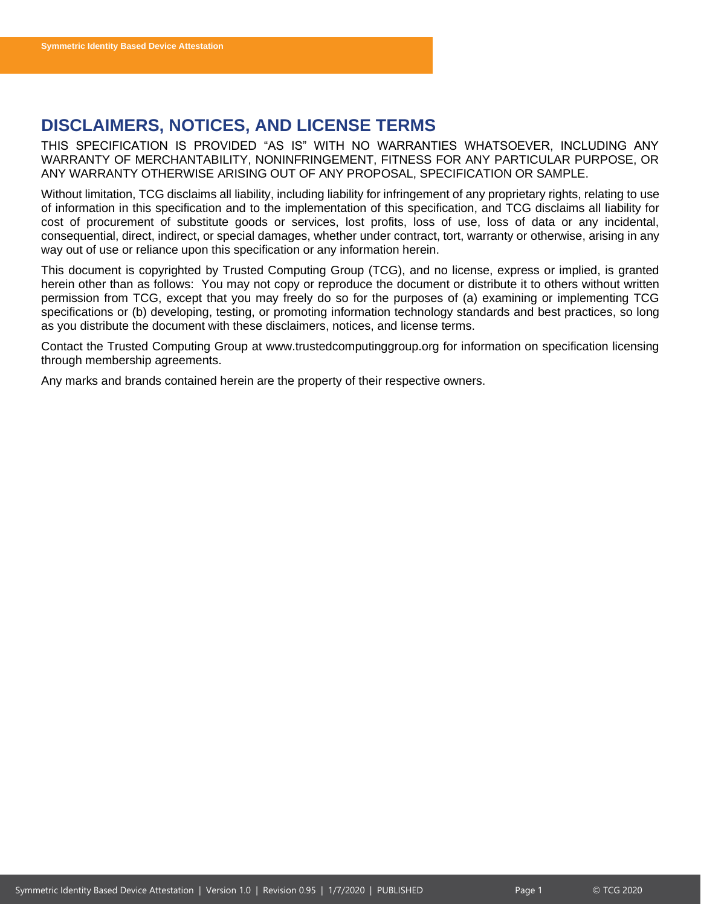## DISCLAIMERS, NOTICES, AND LICENSE TERMS

THIS SPECIFICATION IS PROVIDED "AS IS" WITH NO WARRANTIES WHATSOEVER, INCLUDING ANY WARRANTY OF MERCHANTABILITY, NONINFRINGEMENT, FITNESS FOR ANY PARTICULAR PURPOSE, OR ANY WARRANTY OTHERWISE ARISING OUT OF ANY PROPOSAL, SPECIFICATION OR SAMPLE.

Without limitation, TCG disclaims all liability, including liability for infringement of any proprietary rights, relating to use of information in this specification and to the implementation of this specification, and TCG disclaims all liability for cost of procurement of substitute goods or services, lost profits, loss of use, loss of data or any incidental, consequential, direct, indirect, or special damages, whether under contract, tort, warranty or otherwise, arising in any way out of use or reliance upon this specification or any information herein.

This document is copyrighted by Trusted Computing Group (TCG), and no license, express or implied, is granted herein other than as follows: You may not copy or reproduce the document or distribute it to others without written permission from TCG, except that you may freely do so for the purposes of (a) examining or implementing TCG specifications or (b) developing, testing, or promoting information technology standards and best practices, so long as you distribute the document with these disclaimers, notices, and license terms.

Contact the Trusted Computing Group at www.trustedcomputinggroup.org for information on specification licensing through membership agreements.

Any marks and brands contained herein are the property of their respective owners.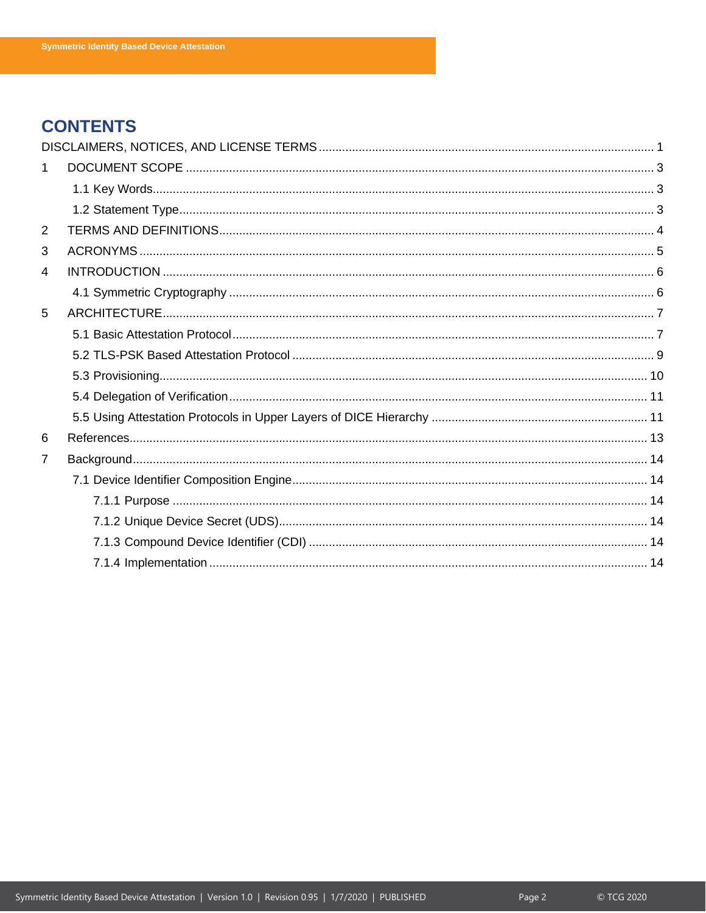# CONTENTS

DISCLAIMERS, NOTICES, AND LICENSE TERMS ........ 1

1 DOCUMENT SCOPE ........ 3

- 1.1 Key Words ........ 3
- 1.2 Statement Type ........ 3

2 TERMS AND DEFINITIONS ........ 4

3 ACRONYMS ........ 5

4 INTRODUCTION ........ 6

- 4.1 Symmetric Cryptography ........ 6

5 ARCHITECTURE ........ 7

- 5.1 Basic Attestation Protocol ........ 7
- 5.2 TLS-PSK Based Attestation Protocol ........ 9
- 5.3 Provisioning ........ 10
- 5.4 Delegation of Verification ........ 11
- 5.5 Using Attestation Protocols in Upper Layers of DICE Hierarchy ........ 11

6 References ........ 13

7 Background ........ 14

- 7.1 Device Identifier Composition Engine ........ 14
  - 7.1.1 Purpose ........ 14
  - 7.1.2 Unique Device Secret (UDS) ........ 14
  - 7.1.3 Compound Device Identifier (CDI) ........ 14
  - 7.1.4 Implementation ........ 14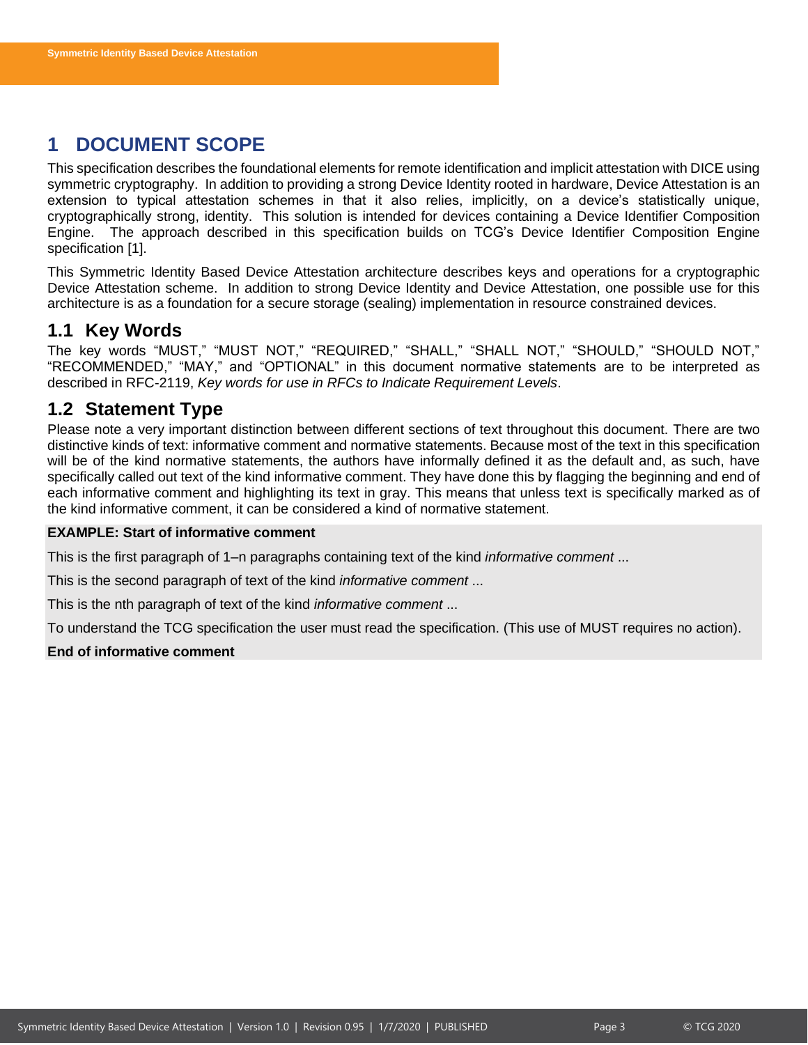# 1 DOCUMENT SCOPE

This specification describes the foundational elements for remote identification and implicit attestation with DICE using symmetric cryptography. In addition to providing a strong Device Identity rooted in hardware, Device Attestation is an extension to typical attestation schemes in that it also relies, implicitly, on a device's statistically unique, cryptographically strong, identity. This solution is intended for devices containing a Device Identifier Composition Engine. The approach described in this specification builds on TCG's Device Identifier Composition Engine specification [1].

This Symmetric Identity Based Device Attestation architecture describes keys and operations for a cryptographic Device Attestation scheme. In addition to strong Device Identity and Device Attestation, one possible use for this architecture is as a foundation for a secure storage (sealing) implementation in resource constrained devices.

## 1.1 Key Words

The key words "MUST," "MUST NOT," "REQUIRED," "SHALL," "SHALL NOT," "SHOULD," "SHOULD NOT," "RECOMMENDED," "MAY," and "OPTIONAL" in this document normative statements are to be interpreted as described in RFC-2119, *Key words for use in RFCs to Indicate Requirement Levels*.

## 1.2 Statement Type

Please note a very important distinction between different sections of text throughout this document. There are two distinctive kinds of text: informative comment and normative statements. Because most of the text in this specification will be of the kind normative statements, the authors have informally defined it as the default and, as such, have specifically called out text of the kind informative comment. They have done this by flagging the beginning and end of each informative comment and highlighting its text in gray. This means that unless text is specifically marked as of the kind informative comment, it can be considered a kind of normative statement.

**EXAMPLE: Start of informative comment**

This is the first paragraph of 1–n paragraphs containing text of the kind *informative comment* ...

This is the second paragraph of text of the kind *informative comment* ...

This is the nth paragraph of text of the kind *informative comment* ...

To understand the TCG specification the user must read the specification. (This use of MUST requires no action).

**End of informative comment**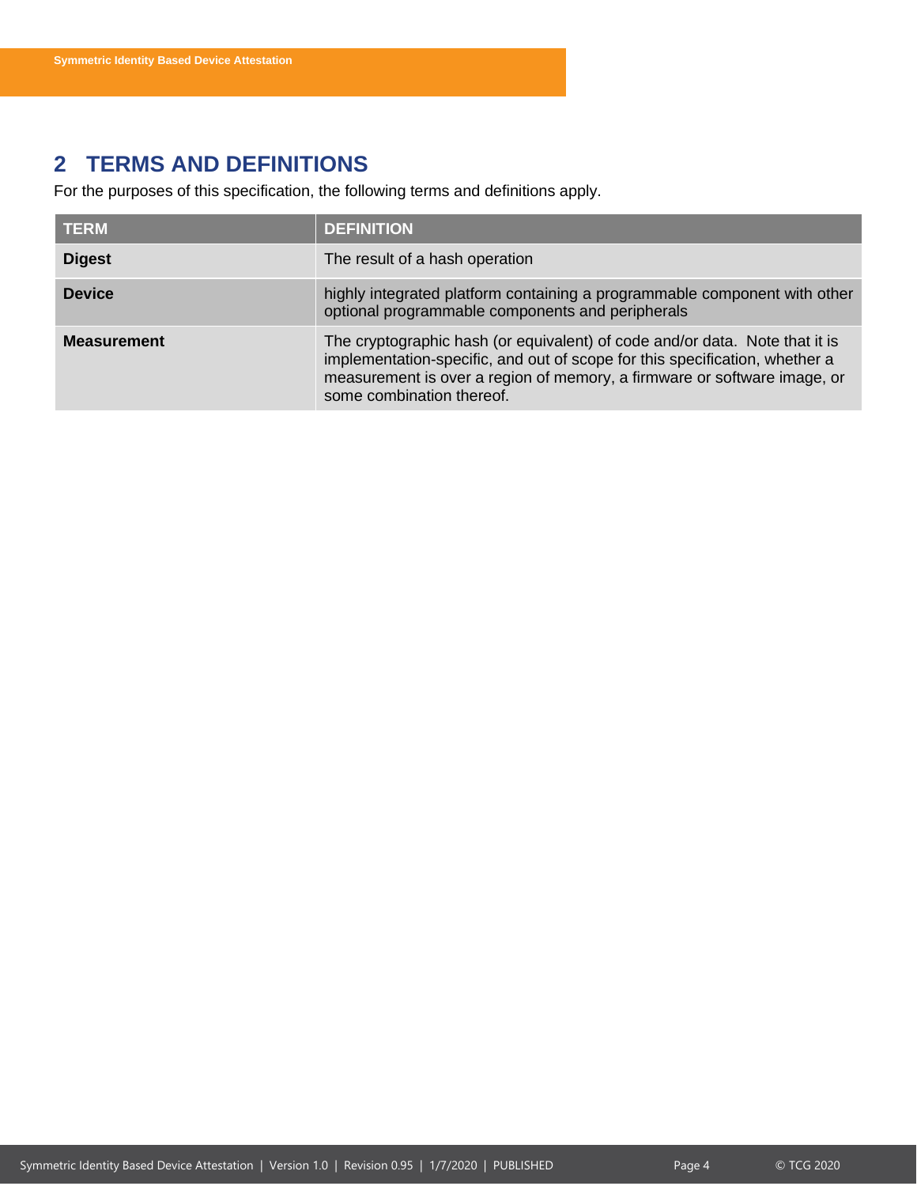## 2 TERMS AND DEFINITIONS

For the purposes of this specification, the following terms and definitions apply.

| TERM | DEFINITION |
|---|---|
| **Digest** | The result of a hash operation |
| **Device** | highly integrated platform containing a programmable component with other optional programmable components and peripherals |
| **Measurement** | The cryptographic hash (or equivalent) of code and/or data. Note that it is implementation-specific, and out of scope for this specification, whether a measurement is over a region of memory, a firmware or software image, or some combination thereof. |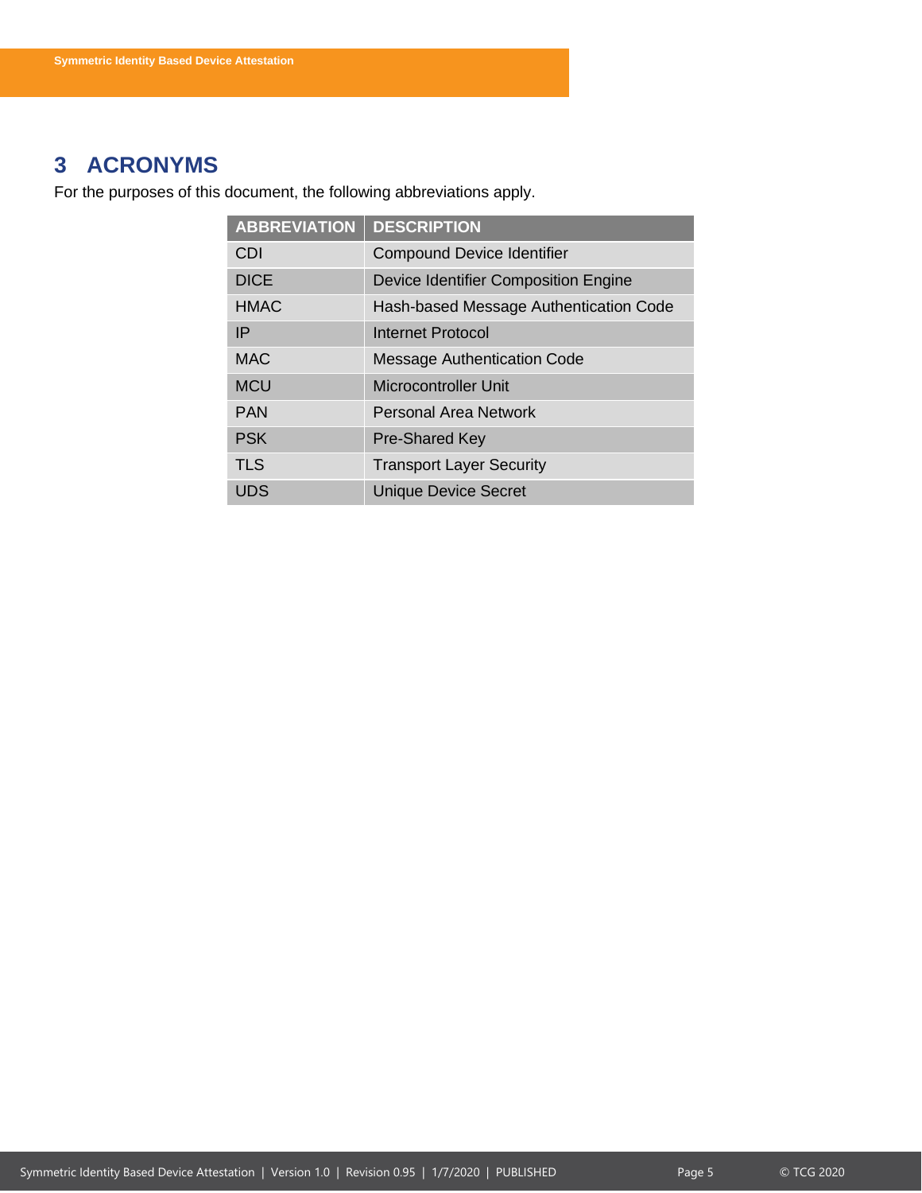# 3 ACRONYMS

For the purposes of this document, the following abbreviations apply.

| ABBREVIATION | DESCRIPTION |
| --- | --- |
| CDI | Compound Device Identifier |
| DICE | Device Identifier Composition Engine |
| HMAC | Hash-based Message Authentication Code |
| IP | Internet Protocol |
| MAC | Message Authentication Code |
| MCU | Microcontroller Unit |
| PAN | Personal Area Network |
| PSK | Pre-Shared Key |
| TLS | Transport Layer Security |
| UDS | Unique Device Secret |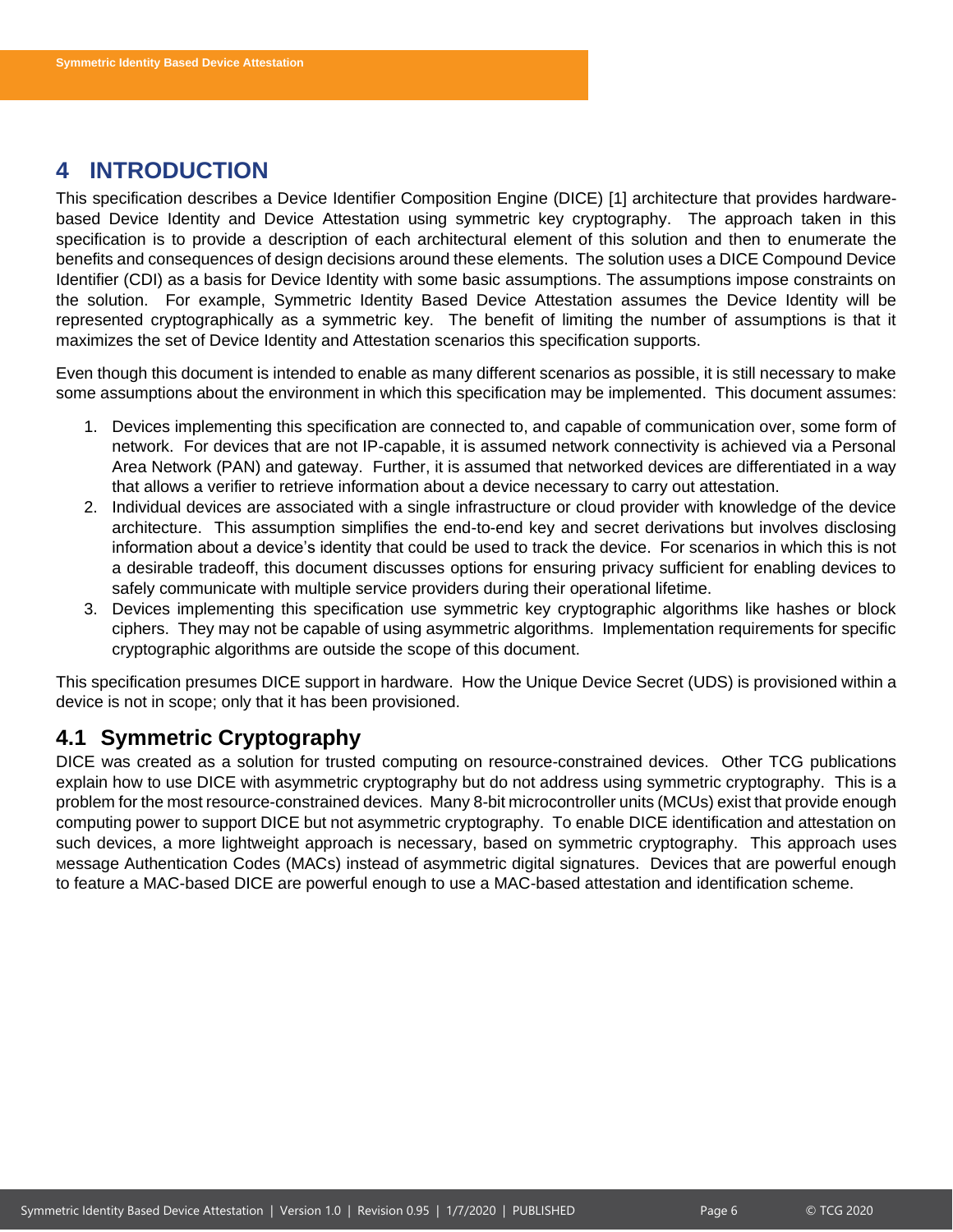# 4 INTRODUCTION

This specification describes a Device Identifier Composition Engine (DICE) [1] architecture that provides hardware-based Device Identity and Device Attestation using symmetric key cryptography. The approach taken in this specification is to provide a description of each architectural element of this solution and then to enumerate the benefits and consequences of design decisions around these elements. The solution uses a DICE Compound Device Identifier (CDI) as a basis for Device Identity with some basic assumptions. The assumptions impose constraints on the solution. For example, Symmetric Identity Based Device Attestation assumes the Device Identity will be represented cryptographically as a symmetric key. The benefit of limiting the number of assumptions is that it maximizes the set of Device Identity and Attestation scenarios this specification supports.

Even though this document is intended to enable as many different scenarios as possible, it is still necessary to make some assumptions about the environment in which this specification may be implemented. This document assumes:

1. Devices implementing this specification are connected to, and capable of communication over, some form of network. For devices that are not IP-capable, it is assumed network connectivity is achieved via a Personal Area Network (PAN) and gateway. Further, it is assumed that networked devices are differentiated in a way that allows a verifier to retrieve information about a device necessary to carry out attestation.
2. Individual devices are associated with a single infrastructure or cloud provider with knowledge of the device architecture. This assumption simplifies the end-to-end key and secret derivations but involves disclosing information about a device's identity that could be used to track the device. For scenarios in which this is not a desirable tradeoff, this document discusses options for ensuring privacy sufficient for enabling devices to safely communicate with multiple service providers during their operational lifetime.
3. Devices implementing this specification use symmetric key cryptographic algorithms like hashes or block ciphers. They may not be capable of using asymmetric algorithms. Implementation requirements for specific cryptographic algorithms are outside the scope of this document.

This specification presumes DICE support in hardware. How the Unique Device Secret (UDS) is provisioned within a device is not in scope; only that it has been provisioned.

## 4.1 Symmetric Cryptography

DICE was created as a solution for trusted computing on resource-constrained devices. Other TCG publications explain how to use DICE with asymmetric cryptography but do not address using symmetric cryptography. This is a problem for the most resource-constrained devices. Many 8-bit microcontroller units (MCUs) exist that provide enough computing power to support DICE but not asymmetric cryptography. To enable DICE identification and attestation on such devices, a more lightweight approach is necessary, based on symmetric cryptography. This approach uses Message Authentication Codes (MACs) instead of asymmetric digital signatures. Devices that are powerful enough to feature a MAC-based DICE are powerful enough to use a MAC-based attestation and identification scheme.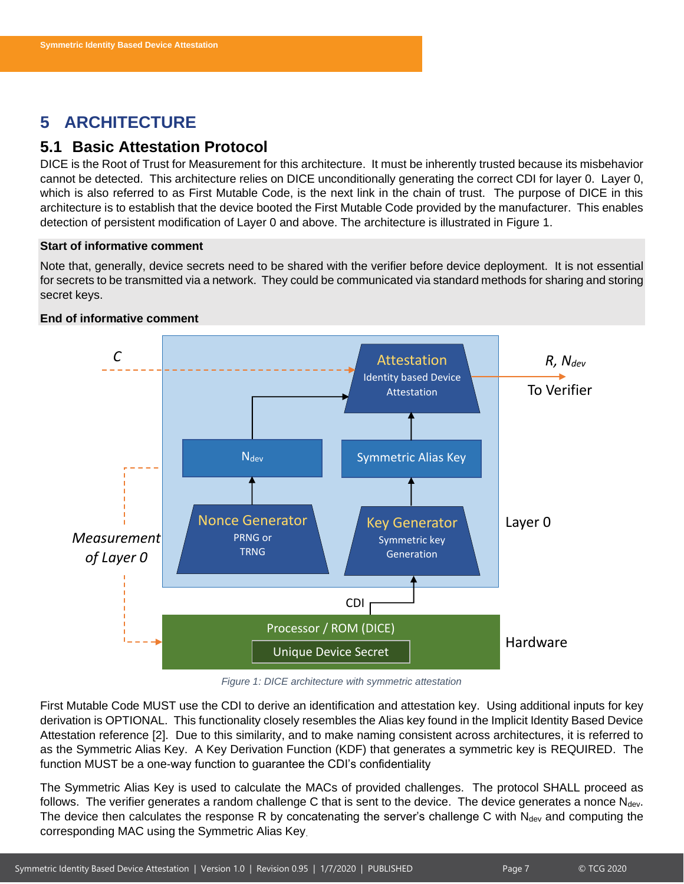# 5 ARCHITECTURE

## 5.1 Basic Attestation Protocol

DICE is the Root of Trust for Measurement for this architecture. It must be inherently trusted because its misbehavior cannot be detected. This architecture relies on DICE unconditionally generating the correct CDI for layer 0. Layer 0, which is also referred to as First Mutable Code, is the next link in the chain of trust. The purpose of DICE in this architecture is to establish that the device booted the First Mutable Code provided by the manufacturer. This enables detection of persistent modification of Layer 0 and above. The architecture is illustrated in Figure 1.

**Start of informative comment**

Note that, generally, device secrets need to be shared with the verifier before device deployment. It is not essential for secrets to be transmitted via a network. They could be communicated via standard methods for sharing and storing secret keys.

**End of informative comment**

*Figure 1: DICE architecture with symmetric attestation*

First Mutable Code MUST use the CDI to derive an identification and attestation key. Using additional inputs for key derivation is OPTIONAL. This functionality closely resembles the Alias key found in the Implicit Identity Based Device Attestation reference [2]. Due to this similarity, and to make naming consistent across architectures, it is referred to as the Symmetric Alias Key. A Key Derivation Function (KDF) that generates a symmetric key is REQUIRED. The function MUST be a one-way function to guarantee the CDI's confidentiality

The Symmetric Alias Key is used to calculate the MACs of provided challenges. The protocol SHALL proceed as follows. The verifier generates a random challenge C that is sent to the device. The device generates a nonce $N_{dev}$. The device then calculates the response R by concatenating the server's challenge C with $N_{dev}$ and computing the corresponding MAC using the Symmetric Alias Key.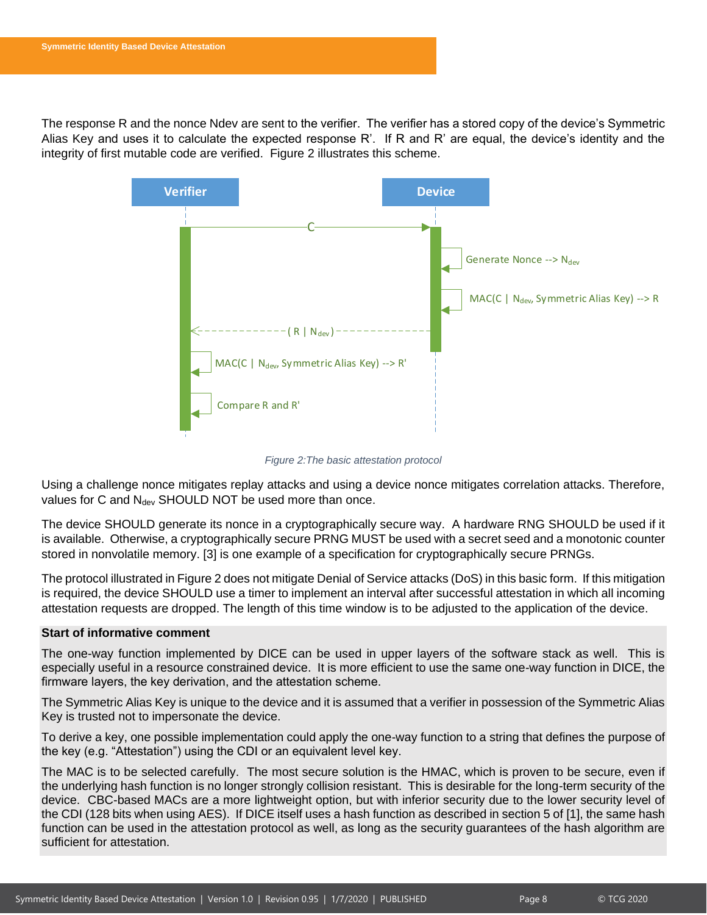The response R and the nonce Ndev are sent to the verifier. The verifier has a stored copy of the device's Symmetric Alias Key and uses it to calculate the expected response R'. If R and R' are equal, the device's identity and the integrity of first mutable code are verified. Figure 2 illustrates this scheme.

*Figure 2:The basic attestation protocol*

Using a challenge nonce mitigates replay attacks and using a device nonce mitigates correlation attacks. Therefore, values for C and $N_{dev}$ SHOULD NOT be used more than once.

The device SHOULD generate its nonce in a cryptographically secure way. A hardware RNG SHOULD be used if it is available. Otherwise, a cryptographically secure PRNG MUST be used with a secret seed and a monotonic counter stored in nonvolatile memory. [3] is one example of a specification for cryptographically secure PRNGs.

The protocol illustrated in Figure 2 does not mitigate Denial of Service attacks (DoS) in this basic form. If this mitigation is required, the device SHOULD use a timer to implement an interval after successful attestation in which all incoming attestation requests are dropped. The length of this time window is to be adjusted to the application of the device.

**Start of informative comment**

The one-way function implemented by DICE can be used in upper layers of the software stack as well. This is especially useful in a resource constrained device. It is more efficient to use the same one-way function in DICE, the firmware layers, the key derivation, and the attestation scheme.

The Symmetric Alias Key is unique to the device and it is assumed that a verifier in possession of the Symmetric Alias Key is trusted not to impersonate the device.

To derive a key, one possible implementation could apply the one-way function to a string that defines the purpose of the key (e.g. "Attestation") using the CDI or an equivalent level key.

The MAC is to be selected carefully. The most secure solution is the HMAC, which is proven to be secure, even if the underlying hash function is no longer strongly collision resistant. This is desirable for the long-term security of the device. CBC-based MACs are a more lightweight option, but with inferior security due to the lower security level of the CDI (128 bits when using AES). If DICE itself uses a hash function as described in section 5 of [1], the same hash function can be used in the attestation protocol as well, as long as the security guarantees of the hash algorithm are sufficient for attestation.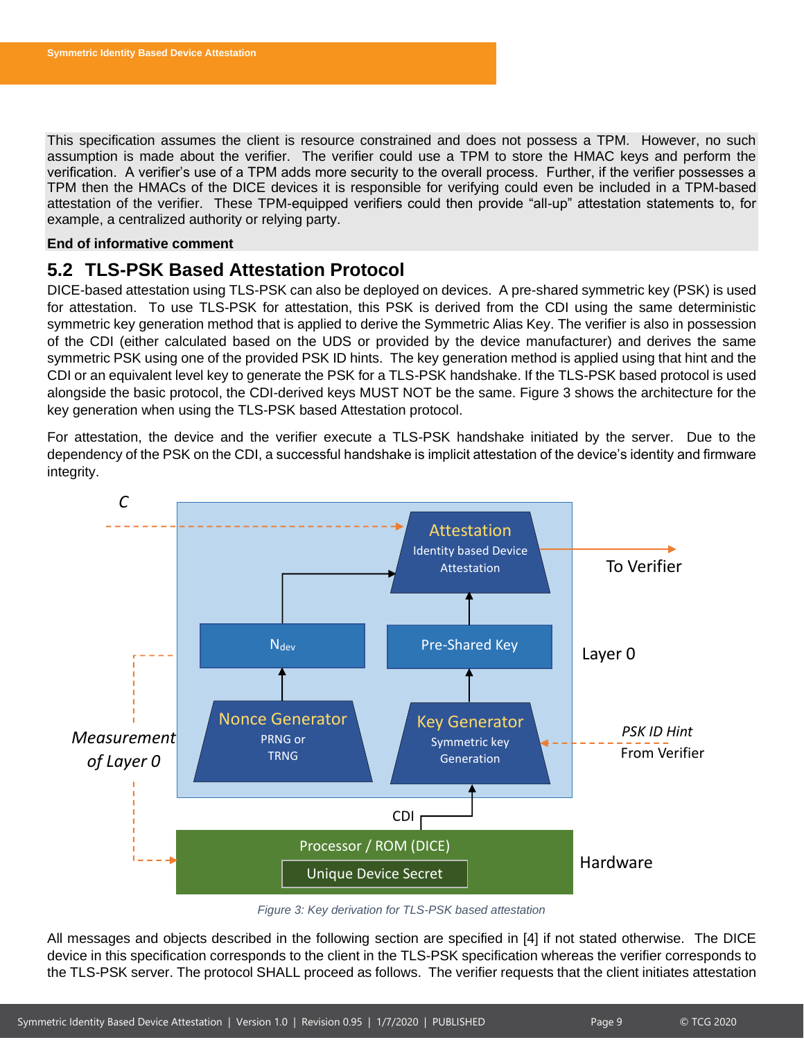This specification assumes the client is resource constrained and does not possess a TPM. However, no such assumption is made about the verifier. The verifier could use a TPM to store the HMAC keys and perform the verification. A verifier's use of a TPM adds more security to the overall process. Further, if the verifier possesses a TPM then the HMACs of the DICE devices it is responsible for verifying could even be included in a TPM-based attestation of the verifier. These TPM-equipped verifiers could then provide "all-up" attestation statements to, for example, a centralized authority or relying party.

**End of informative comment**

## 5.2 TLS-PSK Based Attestation Protocol

DICE-based attestation using TLS-PSK can also be deployed on devices. A pre-shared symmetric key (PSK) is used for attestation. To use TLS-PSK for attestation, this PSK is derived from the CDI using the same deterministic symmetric key generation method that is applied to derive the Symmetric Alias Key. The verifier is also in possession of the CDI (either calculated based on the UDS or provided by the device manufacturer) and derives the same symmetric PSK using one of the provided PSK ID hints. The key generation method is applied using that hint and the CDI or an equivalent level key to generate the PSK for a TLS-PSK handshake. If the TLS-PSK based protocol is used alongside the basic protocol, the CDI-derived keys MUST NOT be the same. Figure 3 shows the architecture for the key generation when using the TLS-PSK based Attestation protocol.

For attestation, the device and the verifier execute a TLS-PSK handshake initiated by the server. Due to the dependency of the PSK on the CDI, a successful handshake is implicit attestation of the device's identity and firmware integrity.

*Figure 3: Key derivation for TLS-PSK based attestation*

All messages and objects described in the following section are specified in [4] if not stated otherwise. The DICE device in this specification corresponds to the client in the TLS-PSK specification whereas the verifier corresponds to the TLS-PSK server. The protocol SHALL proceed as follows. The verifier requests that the client initiates attestation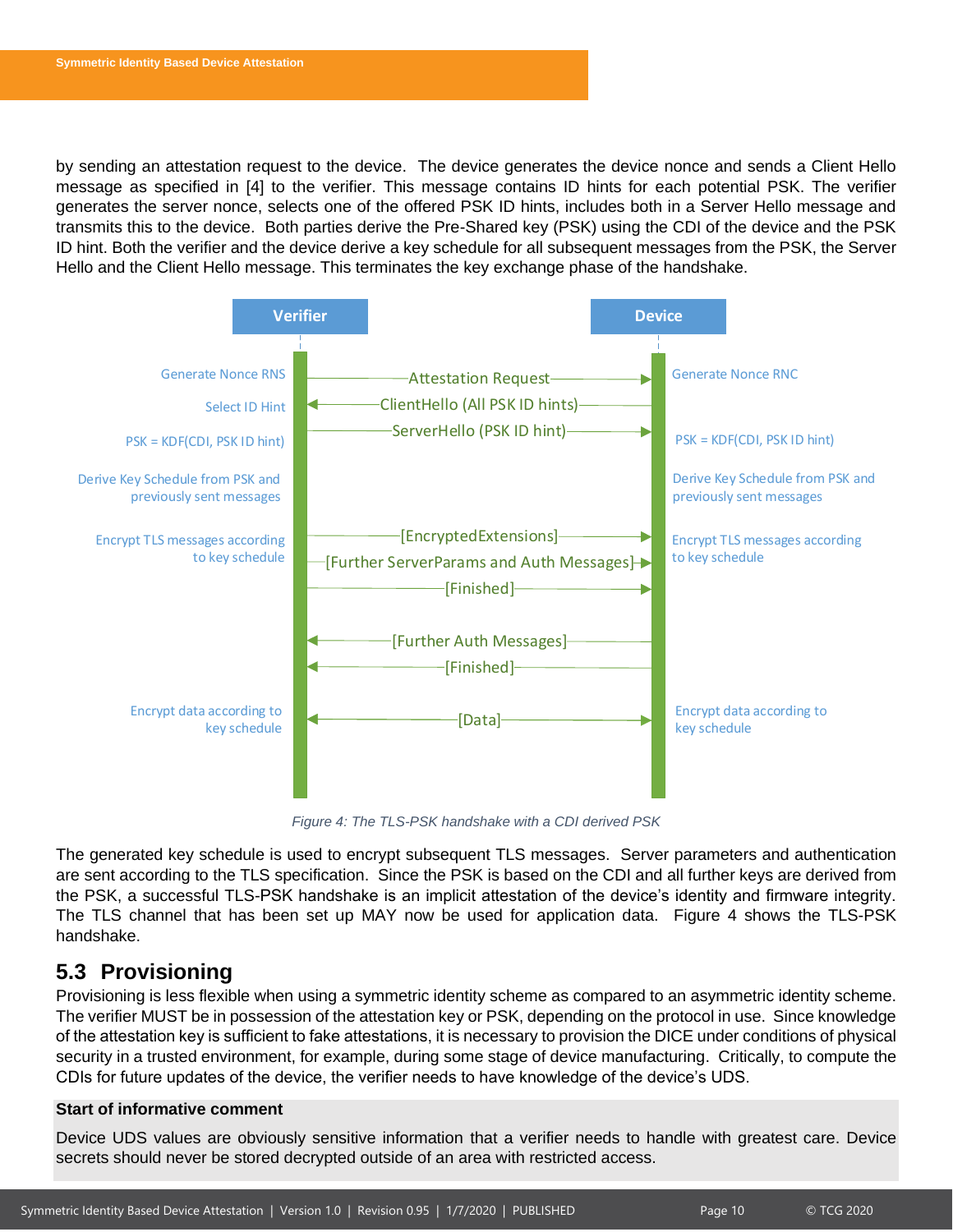by sending an attestation request to the device. The device generates the device nonce and sends a Client Hello message as specified in [4] to the verifier. This message contains ID hints for each potential PSK. The verifier generates the server nonce, selects one of the offered PSK ID hints, includes both in a Server Hello message and transmits this to the device. Both parties derive the Pre-Shared key (PSK) using the CDI of the device and the PSK ID hint. Both the verifier and the device derive a key schedule for all subsequent messages from the PSK, the Server Hello and the Client Hello message. This terminates the key exchange phase of the handshake.

*Figure 4: The TLS-PSK handshake with a CDI derived PSK*

The generated key schedule is used to encrypt subsequent TLS messages. Server parameters and authentication are sent according to the TLS specification. Since the PSK is based on the CDI and all further keys are derived from the PSK, a successful TLS-PSK handshake is an implicit attestation of the device's identity and firmware integrity. The TLS channel that has been set up MAY now be used for application data. Figure 4 shows the TLS-PSK handshake.

## 5.3 Provisioning

Provisioning is less flexible when using a symmetric identity scheme as compared to an asymmetric identity scheme. The verifier MUST be in possession of the attestation key or PSK, depending on the protocol in use. Since knowledge of the attestation key is sufficient to fake attestations, it is necessary to provision the DICE under conditions of physical security in a trusted environment, for example, during some stage of device manufacturing. Critically, to compute the CDIs for future updates of the device, the verifier needs to have knowledge of the device's UDS.

**Start of informative comment**

Device UDS values are obviously sensitive information that a verifier needs to handle with greatest care. Device secrets should never be stored decrypted outside of an area with restricted access.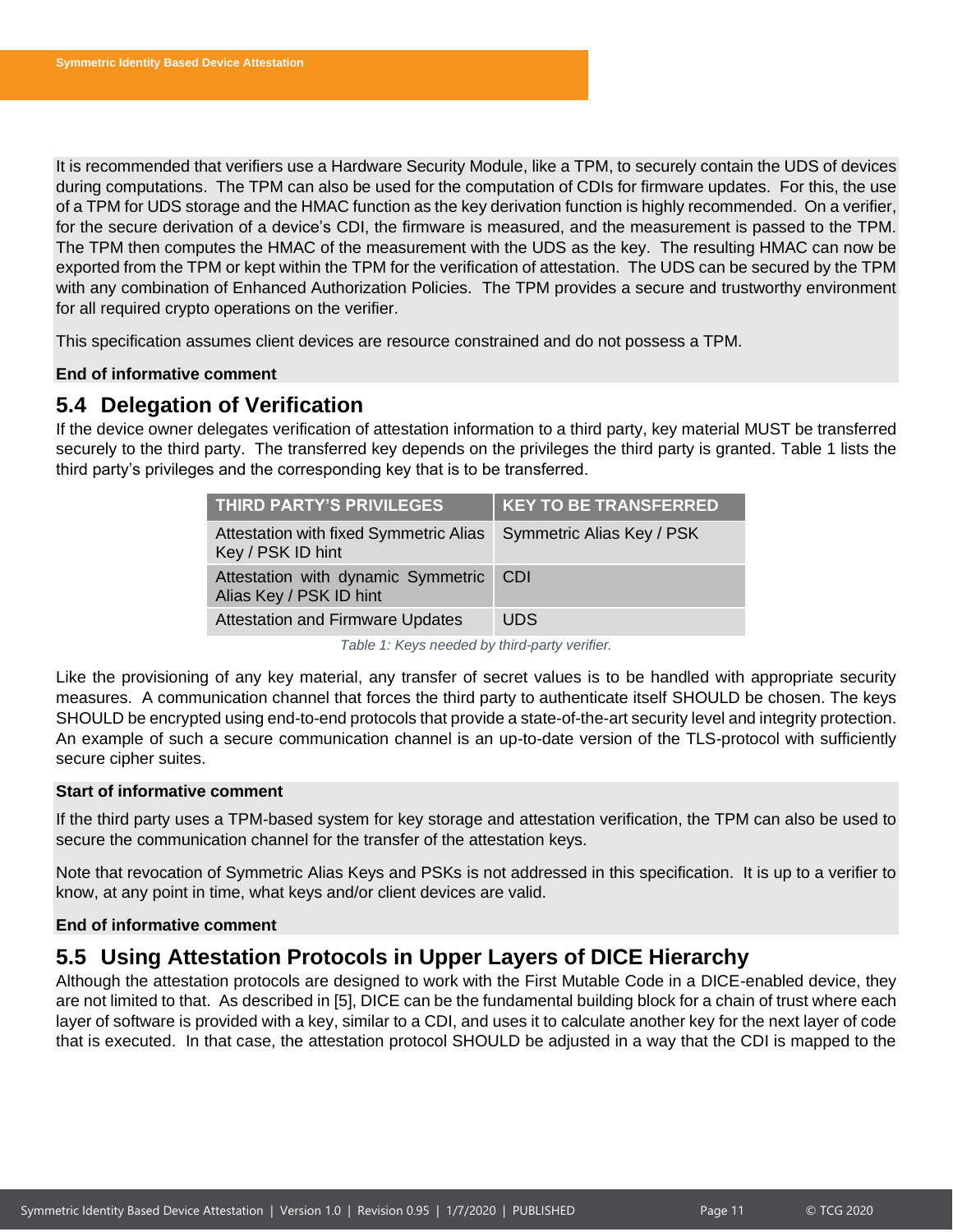It is recommended that verifiers use a Hardware Security Module, like a TPM, to securely contain the UDS of devices during computations. The TPM can also be used for the computation of CDIs for firmware updates. For this, the use of a TPM for UDS storage and the HMAC function as the key derivation function is highly recommended. On a verifier, for the secure derivation of a device's CDI, the firmware is measured, and the measurement is passed to the TPM. The TPM then computes the HMAC of the measurement with the UDS as the key. The resulting HMAC can now be exported from the TPM or kept within the TPM for the verification of attestation. The UDS can be secured by the TPM with any combination of Enhanced Authorization Policies. The TPM provides a secure and trustworthy environment for all required crypto operations on the verifier.

This specification assumes client devices are resource constrained and do not possess a TPM.

**End of informative comment**

## 5.4 Delegation of Verification

If the device owner delegates verification of attestation information to a third party, key material MUST be transferred securely to the third party. The transferred key depends on the privileges the third party is granted. Table 1 lists the third party's privileges and the corresponding key that is to be transferred.

| THIRD PARTY'S PRIVILEGES | KEY TO BE TRANSFERRED |
|---|---|
| Attestation with fixed Symmetric Alias Key / PSK ID hint | Symmetric Alias Key / PSK |
| Attestation with dynamic Symmetric Alias Key / PSK ID hint | CDI |
| Attestation and Firmware Updates | UDS |

*Table 1: Keys needed by third-party verifier.*

Like the provisioning of any key material, any transfer of secret values is to be handled with appropriate security measures. A communication channel that forces the third party to authenticate itself SHOULD be chosen. The keys SHOULD be encrypted using end-to-end protocols that provide a state-of-the-art security level and integrity protection. An example of such a secure communication channel is an up-to-date version of the TLS-protocol with sufficiently secure cipher suites.

**Start of informative comment**

If the third party uses a TPM-based system for key storage and attestation verification, the TPM can also be used to secure the communication channel for the transfer of the attestation keys.

Note that revocation of Symmetric Alias Keys and PSKs is not addressed in this specification. It is up to a verifier to know, at any point in time, what keys and/or client devices are valid.

**End of informative comment**

## 5.5 Using Attestation Protocols in Upper Layers of DICE Hierarchy

Although the attestation protocols are designed to work with the First Mutable Code in a DICE-enabled device, they are not limited to that. As described in [5], DICE can be the fundamental building block for a chain of trust where each layer of software is provided with a key, similar to a CDI, and uses it to calculate another key for the next layer of code that is executed. In that case, the attestation protocol SHOULD be adjusted in a way that the CDI is mapped to the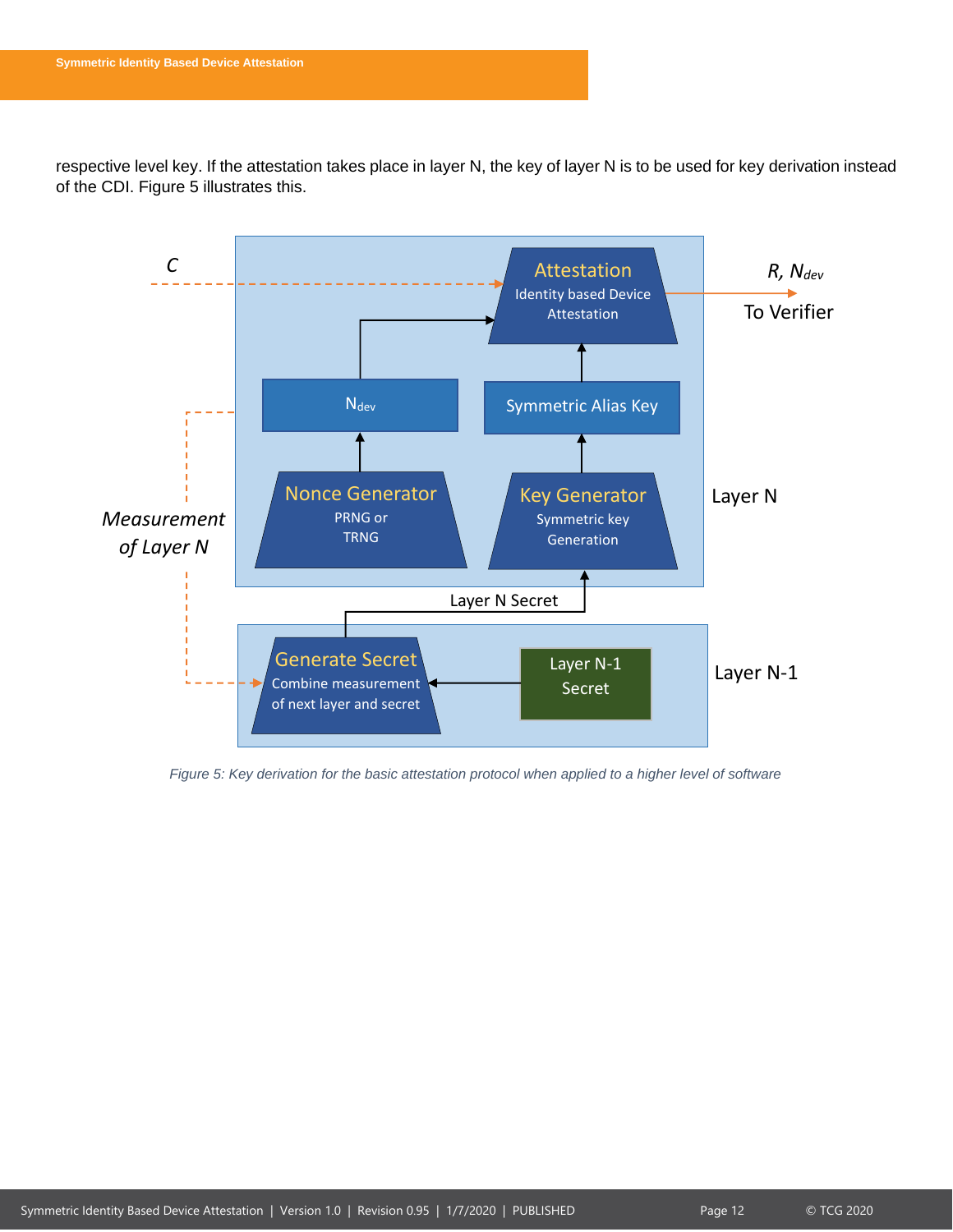respective level key. If the attestation takes place in layer N, the key of layer N is to be used for key derivation instead of the CDI. Figure 5 illustrates this.

*Figure 5: Key derivation for the basic attestation protocol when applied to a higher level of software*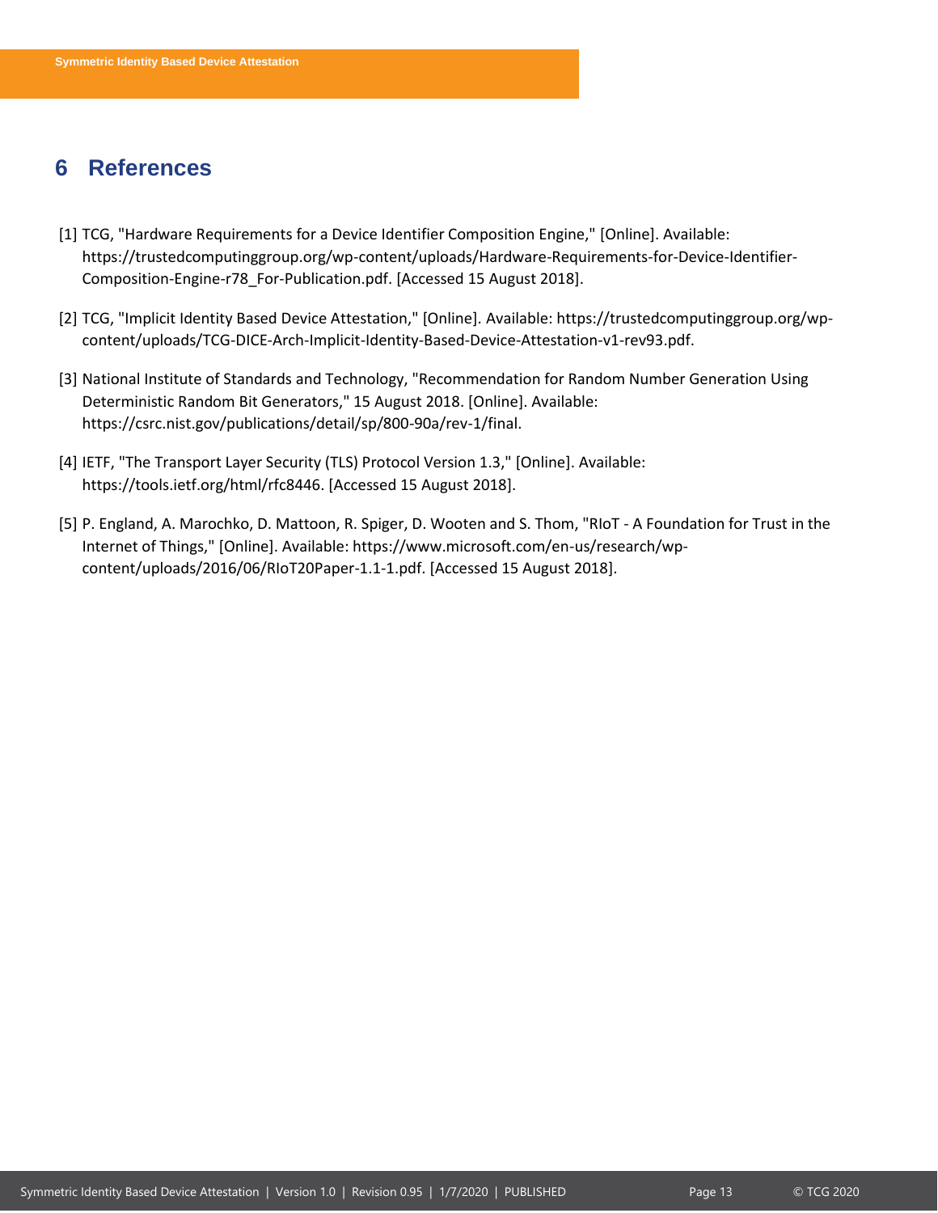# 6 References

[1] TCG, "Hardware Requirements for a Device Identifier Composition Engine," [Online]. Available: https://trustedcomputinggroup.org/wp-content/uploads/Hardware-Requirements-for-Device-Identifier-Composition-Engine-r78_For-Publication.pdf. [Accessed 15 August 2018].

[2] TCG, "Implicit Identity Based Device Attestation," [Online]. Available: https://trustedcomputinggroup.org/wp-content/uploads/TCG-DICE-Arch-Implicit-Identity-Based-Device-Attestation-v1-rev93.pdf.

[3] National Institute of Standards and Technology, "Recommendation for Random Number Generation Using Deterministic Random Bit Generators," 15 August 2018. [Online]. Available: https://csrc.nist.gov/publications/detail/sp/800-90a/rev-1/final.

[4] IETF, "The Transport Layer Security (TLS) Protocol Version 1.3," [Online]. Available: https://tools.ietf.org/html/rfc8446. [Accessed 15 August 2018].

[5] P. England, A. Marochko, D. Mattoon, R. Spiger, D. Wooten and S. Thom, "RIoT - A Foundation for Trust in the Internet of Things," [Online]. Available: https://www.microsoft.com/en-us/research/wp-content/uploads/2016/06/RIoT20Paper-1.1-1.pdf. [Accessed 15 August 2018].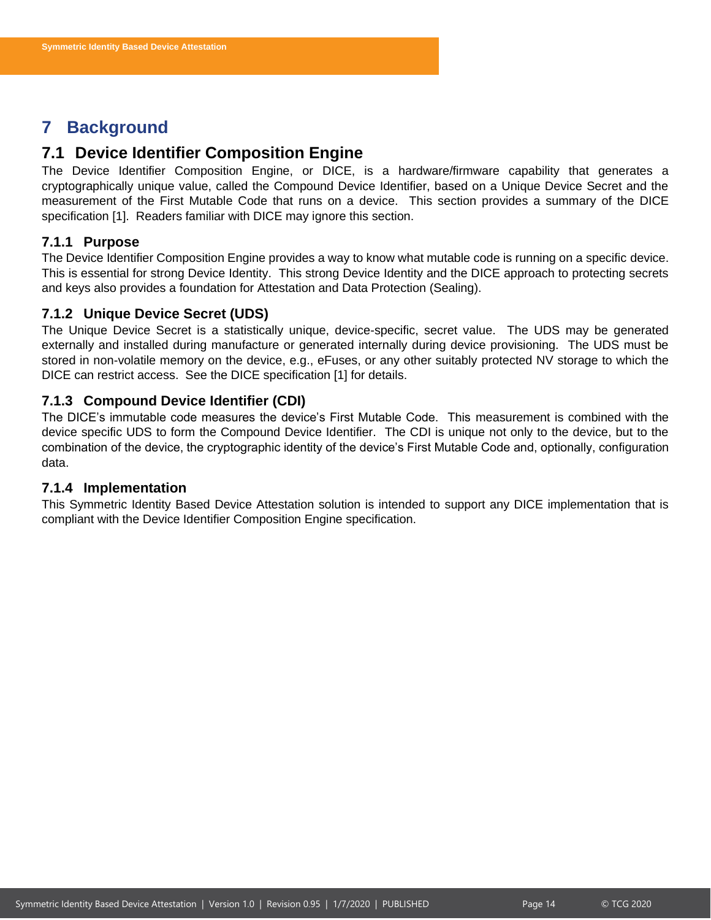# 7 Background

## 7.1 Device Identifier Composition Engine

The Device Identifier Composition Engine, or DICE, is a hardware/firmware capability that generates a cryptographically unique value, called the Compound Device Identifier, based on a Unique Device Secret and the measurement of the First Mutable Code that runs on a device. This section provides a summary of the DICE specification [1]. Readers familiar with DICE may ignore this section.

### 7.1.1 Purpose

The Device Identifier Composition Engine provides a way to know what mutable code is running on a specific device. This is essential for strong Device Identity. This strong Device Identity and the DICE approach to protecting secrets and keys also provides a foundation for Attestation and Data Protection (Sealing).

### 7.1.2 Unique Device Secret (UDS)

The Unique Device Secret is a statistically unique, device-specific, secret value. The UDS may be generated externally and installed during manufacture or generated internally during device provisioning. The UDS must be stored in non-volatile memory on the device, e.g., eFuses, or any other suitably protected NV storage to which the DICE can restrict access. See the DICE specification [1] for details.

### 7.1.3 Compound Device Identifier (CDI)

The DICE's immutable code measures the device's First Mutable Code. This measurement is combined with the device specific UDS to form the Compound Device Identifier. The CDI is unique not only to the device, but to the combination of the device, the cryptographic identity of the device's First Mutable Code and, optionally, configuration data.

### 7.1.4 Implementation

This Symmetric Identity Based Device Attestation solution is intended to support any DICE implementation that is compliant with the Device Identifier Composition Engine specification.